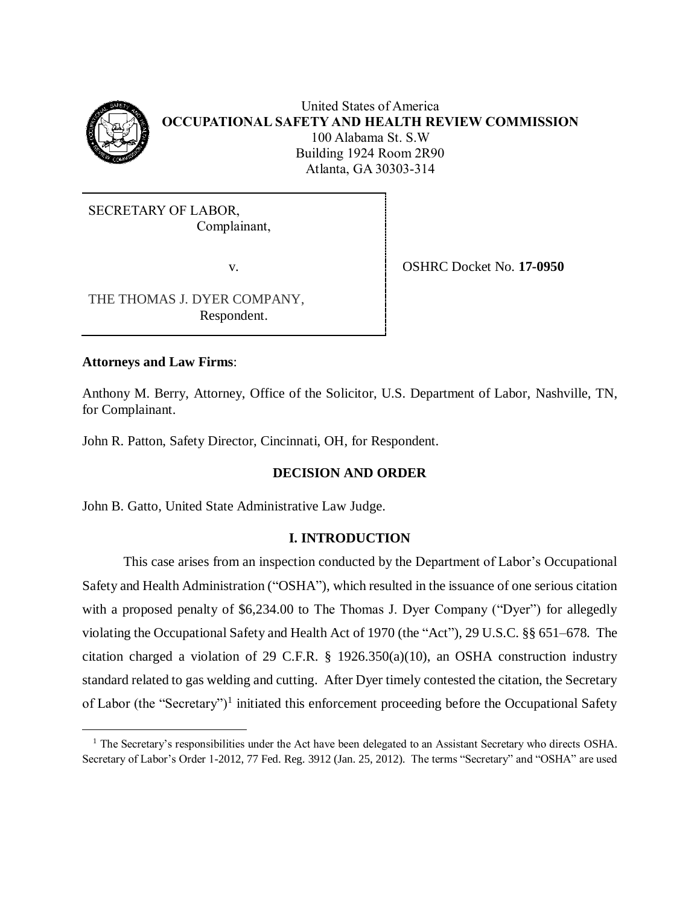United States of America
**OCCUPATIONAL SAFETY AND HEALTH REVIEW COMMISSION**
100 Alabama St. S.W
Building 1924 Room 2R90
Atlanta, GA 30303-314

SECRETARY OF LABOR,
Complainant,

v.

THE THOMAS J. DYER COMPANY,
Respondent.

OSHRC Docket No. **17-0950**

**Attorneys and Law Firms**:

Anthony M. Berry, Attorney, Office of the Solicitor, U.S. Department of Labor, Nashville, TN, for Complainant.

John R. Patton, Safety Director, Cincinnati, OH, for Respondent.

## DECISION AND ORDER

John B. Gatto, United State Administrative Law Judge.

## I. INTRODUCTION

This case arises from an inspection conducted by the Department of Labor's Occupational Safety and Health Administration ("OSHA"), which resulted in the issuance of one serious citation with a proposed penalty of $6,234.00 to The Thomas J. Dyer Company ("Dyer") for allegedly violating the Occupational Safety and Health Act of 1970 (the "Act"), 29 U.S.C. §§ 651–678. The citation charged a violation of 29 C.F.R. § 1926.350(a)(10), an OSHA construction industry standard related to gas welding and cutting. After Dyer timely contested the citation, the Secretary of Labor (the "Secretary")[1] initiated this enforcement proceeding before the Occupational Safety

[1] The Secretary's responsibilities under the Act have been delegated to an Assistant Secretary who directs OSHA. Secretary of Labor's Order 1-2012, 77 Fed. Reg. 3912 (Jan. 25, 2012). The terms "Secretary" and "OSHA" are used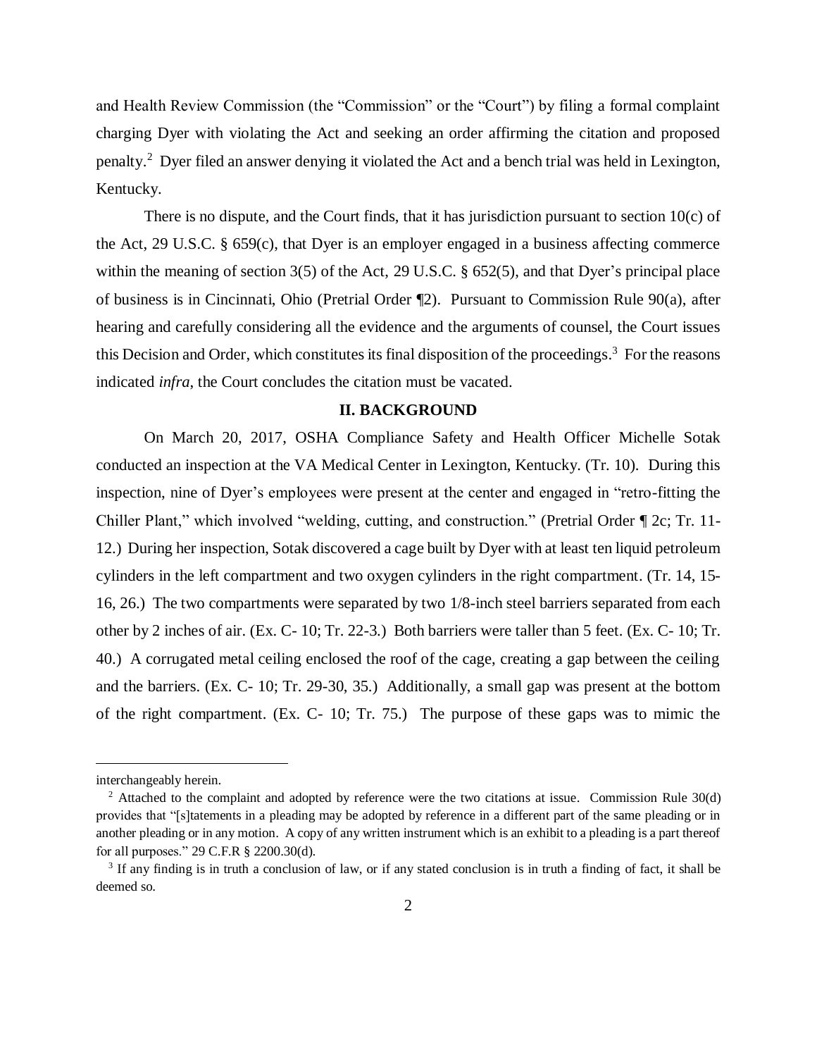and Health Review Commission (the "Commission" or the "Court") by filing a formal complaint charging Dyer with violating the Act and seeking an order affirming the citation and proposed penalty.[2] Dyer filed an answer denying it violated the Act and a bench trial was held in Lexington, Kentucky.

There is no dispute, and the Court finds, that it has jurisdiction pursuant to section 10(c) of the Act, 29 U.S.C. § 659(c), that Dyer is an employer engaged in a business affecting commerce within the meaning of section 3(5) of the Act, 29 U.S.C. § 652(5), and that Dyer's principal place of business is in Cincinnati, Ohio (Pretrial Order ¶2). Pursuant to Commission Rule 90(a), after hearing and carefully considering all the evidence and the arguments of counsel, the Court issues this Decision and Order, which constitutes its final disposition of the proceedings.[3] For the reasons indicated *infra*, the Court concludes the citation must be vacated.

## II. BACKGROUND

On March 20, 2017, OSHA Compliance Safety and Health Officer Michelle Sotak conducted an inspection at the VA Medical Center in Lexington, Kentucky. (Tr. 10). During this inspection, nine of Dyer's employees were present at the center and engaged in "retro-fitting the Chiller Plant," which involved "welding, cutting, and construction." (Pretrial Order ¶ 2c; Tr. 11-12.) During her inspection, Sotak discovered a cage built by Dyer with at least ten liquid petroleum cylinders in the left compartment and two oxygen cylinders in the right compartment. (Tr. 14, 15-16, 26.) The two compartments were separated by two 1/8-inch steel barriers separated from each other by 2 inches of air. (Ex. C- 10; Tr. 22-3.) Both barriers were taller than 5 feet. (Ex. C- 10; Tr. 40.) A corrugated metal ceiling enclosed the roof of the cage, creating a gap between the ceiling and the barriers. (Ex. C- 10; Tr. 29-30, 35.) Additionally, a small gap was present at the bottom of the right compartment. (Ex. C- 10; Tr. 75.) The purpose of these gaps was to mimic the

---

interchangeably herein.

[2] Attached to the complaint and adopted by reference were the two citations at issue. Commission Rule 30(d) provides that "[s]tatements in a pleading may be adopted by reference in a different part of the same pleading or in another pleading or in any motion. A copy of any written instrument which is an exhibit to a pleading is a part thereof for all purposes." 29 C.F.R § 2200.30(d).

[3] If any finding is in truth a conclusion of law, or if any stated conclusion is in truth a finding of fact, it shall be deemed so.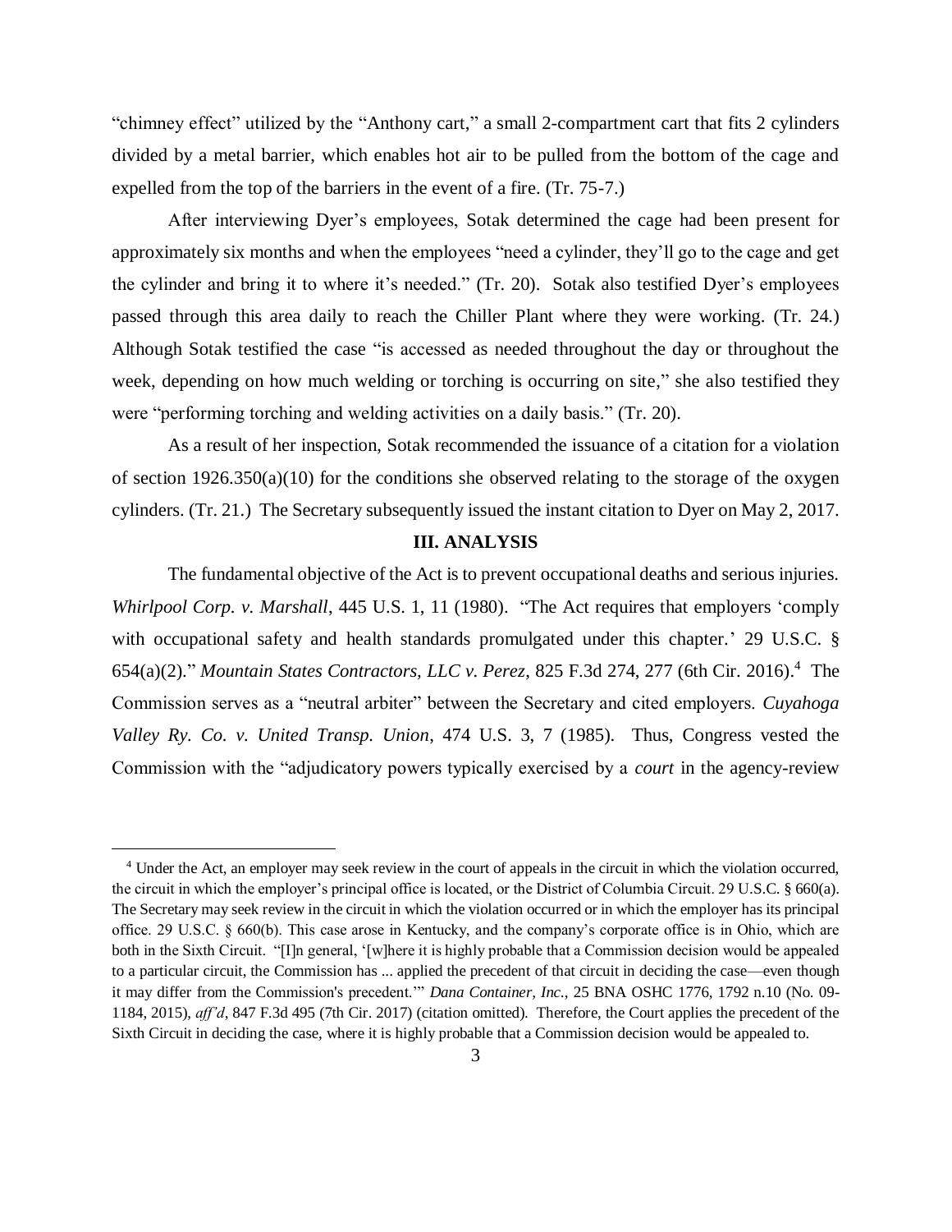"chimney effect" utilized by the "Anthony cart," a small 2-compartment cart that fits 2 cylinders divided by a metal barrier, which enables hot air to be pulled from the bottom of the cage and expelled from the top of the barriers in the event of a fire. (Tr. 75-7.)

After interviewing Dyer's employees, Sotak determined the cage had been present for approximately six months and when the employees "need a cylinder, they'll go to the cage and get the cylinder and bring it to where it's needed." (Tr. 20). Sotak also testified Dyer's employees passed through this area daily to reach the Chiller Plant where they were working. (Tr. 24.) Although Sotak testified the case "is accessed as needed throughout the day or throughout the week, depending on how much welding or torching is occurring on site," she also testified they were "performing torching and welding activities on a daily basis." (Tr. 20).

As a result of her inspection, Sotak recommended the issuance of a citation for a violation of section 1926.350(a)(10) for the conditions she observed relating to the storage of the oxygen cylinders. (Tr. 21.) The Secretary subsequently issued the instant citation to Dyer on May 2, 2017.

## III. ANALYSIS

The fundamental objective of the Act is to prevent occupational deaths and serious injuries. *Whirlpool Corp. v. Marshall*, 445 U.S. 1, 11 (1980). "The Act requires that employers 'comply with occupational safety and health standards promulgated under this chapter.' 29 U.S.C. § 654(a)(2)." *Mountain States Contractors, LLC v. Perez*, 825 F.3d 274, 277 (6th Cir. 2016).[4] The Commission serves as a "neutral arbiter" between the Secretary and cited employers. *Cuyahoga Valley Ry. Co. v. United Transp. Union*, 474 U.S. 3, 7 (1985). Thus, Congress vested the Commission with the "adjudicatory powers typically exercised by a *court* in the agency-review

[4] Under the Act, an employer may seek review in the court of appeals in the circuit in which the violation occurred, the circuit in which the employer's principal office is located, or the District of Columbia Circuit. 29 U.S.C. § 660(a). The Secretary may seek review in the circuit in which the violation occurred or in which the employer has its principal office. 29 U.S.C. § 660(b). This case arose in Kentucky, and the company's corporate office is in Ohio, which are both in the Sixth Circuit. "[I]n general, '[w]here it is highly probable that a Commission decision would be appealed to a particular circuit, the Commission has ... applied the precedent of that circuit in deciding the case—even though it may differ from the Commission's precedent.'" *Dana Container, Inc.*, 25 BNA OSHC 1776, 1792 n.10 (No. 09-1184, 2015), *aff'd*, 847 F.3d 495 (7th Cir. 2017) (citation omitted). Therefore, the Court applies the precedent of the Sixth Circuit in deciding the case, where it is highly probable that a Commission decision would be appealed to.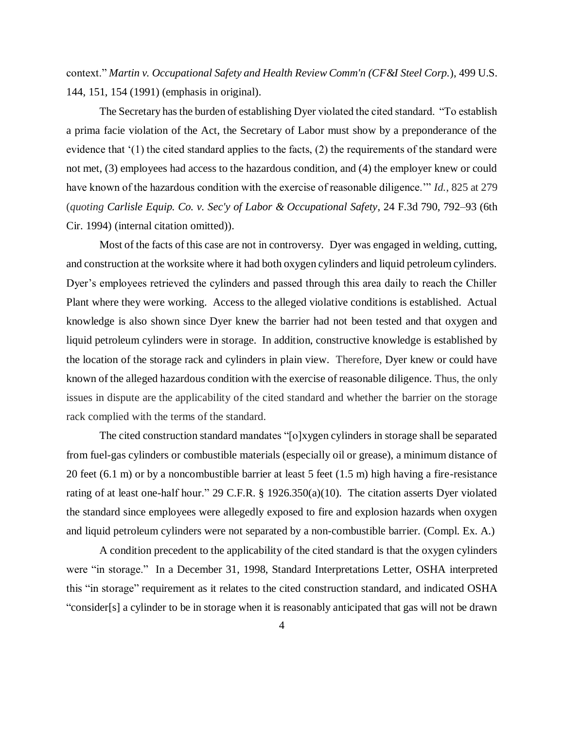context." *Martin v. Occupational Safety and Health Review Comm'n (CF&I Steel Corp.*), 499 U.S. 144, 151, 154 (1991) (emphasis in original).

The Secretary has the burden of establishing Dyer violated the cited standard. "To establish a prima facie violation of the Act, the Secretary of Labor must show by a preponderance of the evidence that '(1) the cited standard applies to the facts, (2) the requirements of the standard were not met, (3) employees had access to the hazardous condition, and (4) the employer knew or could have known of the hazardous condition with the exercise of reasonable diligence.'" *Id.*, 825 at 279 (*quoting* *Carlisle Equip. Co. v. Sec'y of Labor & Occupational Safety*, 24 F.3d 790, 792–93 (6th Cir. 1994) (internal citation omitted)).

Most of the facts of this case are not in controversy. Dyer was engaged in welding, cutting, and construction at the worksite where it had both oxygen cylinders and liquid petroleum cylinders. Dyer's employees retrieved the cylinders and passed through this area daily to reach the Chiller Plant where they were working. Access to the alleged violative conditions is established. Actual knowledge is also shown since Dyer knew the barrier had not been tested and that oxygen and liquid petroleum cylinders were in storage. In addition, constructive knowledge is established by the location of the storage rack and cylinders in plain view. Therefore, Dyer knew or could have known of the alleged hazardous condition with the exercise of reasonable diligence. Thus, the only issues in dispute are the applicability of the cited standard and whether the barrier on the storage rack complied with the terms of the standard.

The cited construction standard mandates "[o]xygen cylinders in storage shall be separated from fuel-gas cylinders or combustible materials (especially oil or grease), a minimum distance of 20 feet (6.1 m) or by a noncombustible barrier at least 5 feet (1.5 m) high having a fire-resistance rating of at least one-half hour." 29 C.F.R. § 1926.350(a)(10). The citation asserts Dyer violated the standard since employees were allegedly exposed to fire and explosion hazards when oxygen and liquid petroleum cylinders were not separated by a non-combustible barrier. (Compl. Ex. A.)

A condition precedent to the applicability of the cited standard is that the oxygen cylinders were "in storage." In a December 31, 1998, Standard Interpretations Letter, OSHA interpreted this "in storage" requirement as it relates to the cited construction standard, and indicated OSHA "consider[s] a cylinder to be in storage when it is reasonably anticipated that gas will not be drawn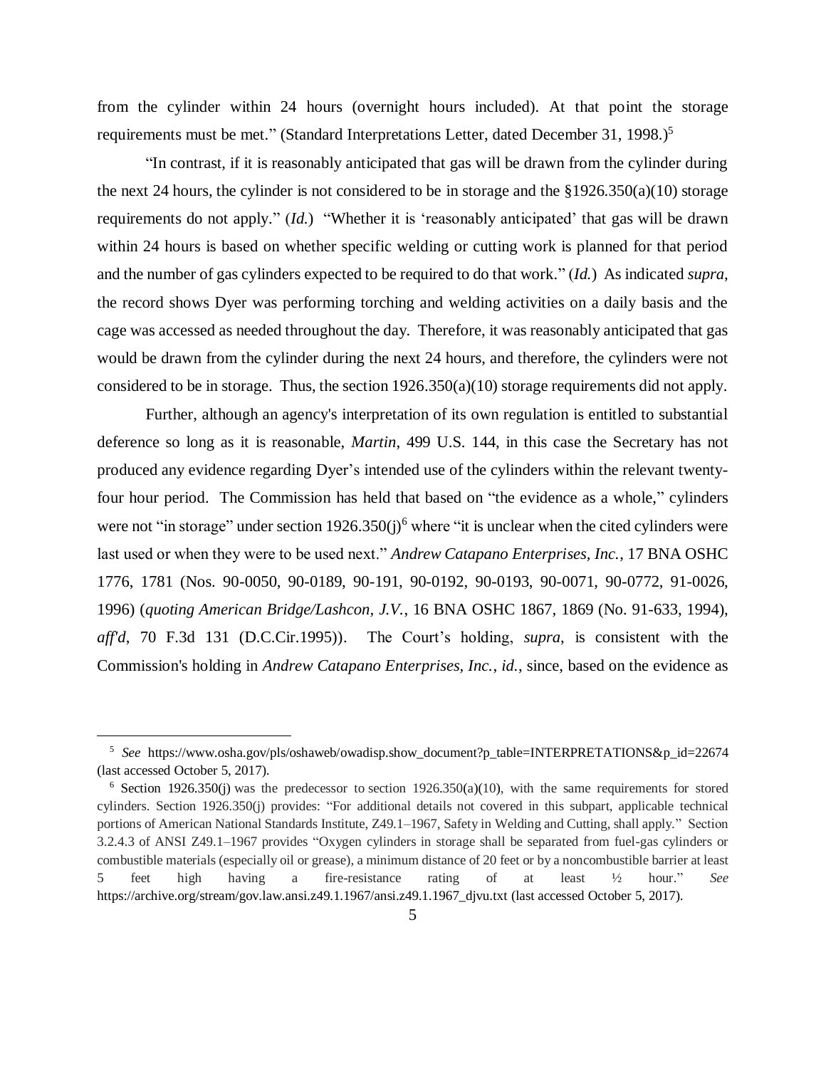from the cylinder within 24 hours (overnight hours included). At that point the storage requirements must be met." (Standard Interpretations Letter, dated December 31, 1998.)[5]

"In contrast, if it is reasonably anticipated that gas will be drawn from the cylinder during the next 24 hours, the cylinder is not considered to be in storage and the §1926.350(a)(10) storage requirements do not apply." (*Id.*) "Whether it is 'reasonably anticipated' that gas will be drawn within 24 hours is based on whether specific welding or cutting work is planned for that period and the number of gas cylinders expected to be required to do that work." (*Id.*) As indicated *supra*, the record shows Dyer was performing torching and welding activities on a daily basis and the cage was accessed as needed throughout the day. Therefore, it was reasonably anticipated that gas would be drawn from the cylinder during the next 24 hours, and therefore, the cylinders were not considered to be in storage. Thus, the section 1926.350(a)(10) storage requirements did not apply.

Further, although an agency's interpretation of its own regulation is entitled to substantial deference so long as it is reasonable, *Martin*, 499 U.S. 144, in this case the Secretary has not produced any evidence regarding Dyer's intended use of the cylinders within the relevant twenty-four hour period. The Commission has held that based on "the evidence as a whole," cylinders were not "in storage" under section 1926.350(j)[6] where "it is unclear when the cited cylinders were last used or when they were to be used next." *Andrew Catapano Enterprises, Inc.*, 17 BNA OSHC 1776, 1781 (Nos. 90-0050, 90-0189, 90-191, 90-0192, 90-0193, 90-0071, 90-0772, 91-0026, 1996) (*quoting American Bridge/Lashcon, J.V.*, 16 BNA OSHC 1867, 1869 (No. 91-633, 1994), *aff'd*, 70 F.3d 131 (D.C.Cir.1995)). The Court's holding, *supra*, is consistent with the Commission's holding in *Andrew Catapano Enterprises, Inc.*, *id.*, since, based on the evidence as

---

[5] *See* https://www.osha.gov/pls/oshaweb/owadisp.show_document?p_table=INTERPRETATIONS&p_id=22674 (last accessed October 5, 2017).

[6] Section 1926.350(j) was the predecessor to section 1926.350(a)(10), with the same requirements for stored cylinders. Section 1926.350(j) provides: "For additional details not covered in this subpart, applicable technical portions of American National Standards Institute, Z49.1–1967, Safety in Welding and Cutting, shall apply." Section 3.2.4.3 of ANSI Z49.1–1967 provides "Oxygen cylinders in storage shall be separated from fuel-gas cylinders or combustible materials (especially oil or grease), a minimum distance of 20 feet or by a noncombustible barrier at least 5 feet high having a fire-resistance rating of at least ½ hour." *See* https://archive.org/stream/gov.law.ansi.z49.1.1967/ansi.z49.1.1967_djvu.txt (last accessed October 5, 2017).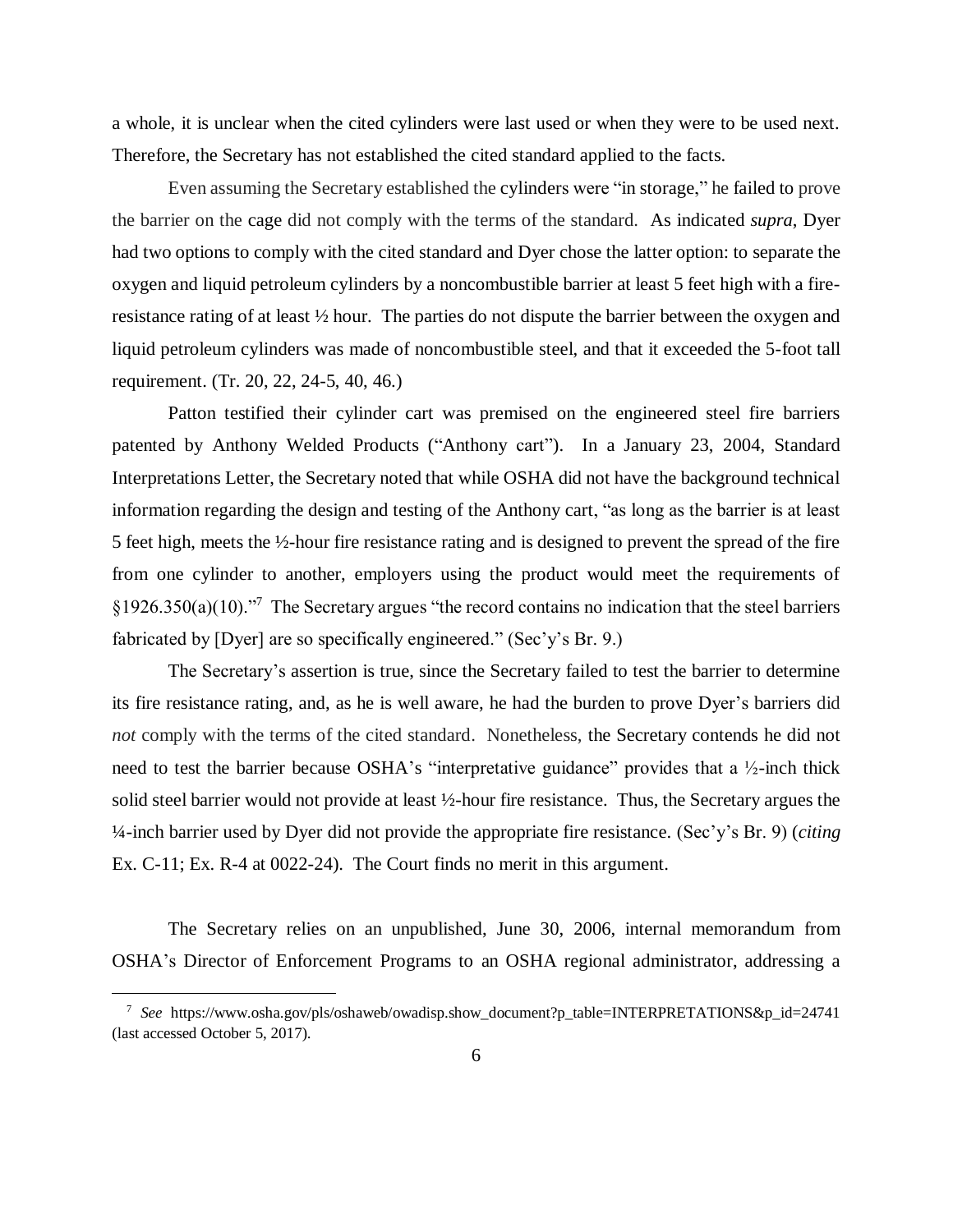a whole, it is unclear when the cited cylinders were last used or when they were to be used next. Therefore, the Secretary has not established the cited standard applied to the facts.

Even assuming the Secretary established the cylinders were "in storage," he failed to prove the barrier on the cage did not comply with the terms of the standard. As indicated *supra*, Dyer had two options to comply with the cited standard and Dyer chose the latter option: to separate the oxygen and liquid petroleum cylinders by a noncombustible barrier at least 5 feet high with a fire-resistance rating of at least ½ hour. The parties do not dispute the barrier between the oxygen and liquid petroleum cylinders was made of noncombustible steel, and that it exceeded the 5-foot tall requirement. (Tr. 20, 22, 24-5, 40, 46.)

Patton testified their cylinder cart was premised on the engineered steel fire barriers patented by Anthony Welded Products ("Anthony cart"). In a January 23, 2004, Standard Interpretations Letter, the Secretary noted that while OSHA did not have the background technical information regarding the design and testing of the Anthony cart, "as long as the barrier is at least 5 feet high, meets the ½-hour fire resistance rating and is designed to prevent the spread of the fire from one cylinder to another, employers using the product would meet the requirements of §1926.350(a)(10)."[7] The Secretary argues "the record contains no indication that the steel barriers fabricated by [Dyer] are so specifically engineered." (Sec'y's Br. 9.)

The Secretary's assertion is true, since the Secretary failed to test the barrier to determine its fire resistance rating, and, as he is well aware, he had the burden to prove Dyer's barriers did *not* comply with the terms of the cited standard. Nonetheless, the Secretary contends he did not need to test the barrier because OSHA's "interpretative guidance" provides that a ½-inch thick solid steel barrier would not provide at least ½-hour fire resistance. Thus, the Secretary argues the ¼-inch barrier used by Dyer did not provide the appropriate fire resistance. (Sec'y's Br. 9) (*citing* Ex. C-11; Ex. R-4 at 0022-24). The Court finds no merit in this argument.

The Secretary relies on an unpublished, June 30, 2006, internal memorandum from OSHA's Director of Enforcement Programs to an OSHA regional administrator, addressing a

---

[7] *See* https://www.osha.gov/pls/oshaweb/owadisp.show_document?p_table=INTERPRETATIONS&p_id=24741 (last accessed October 5, 2017).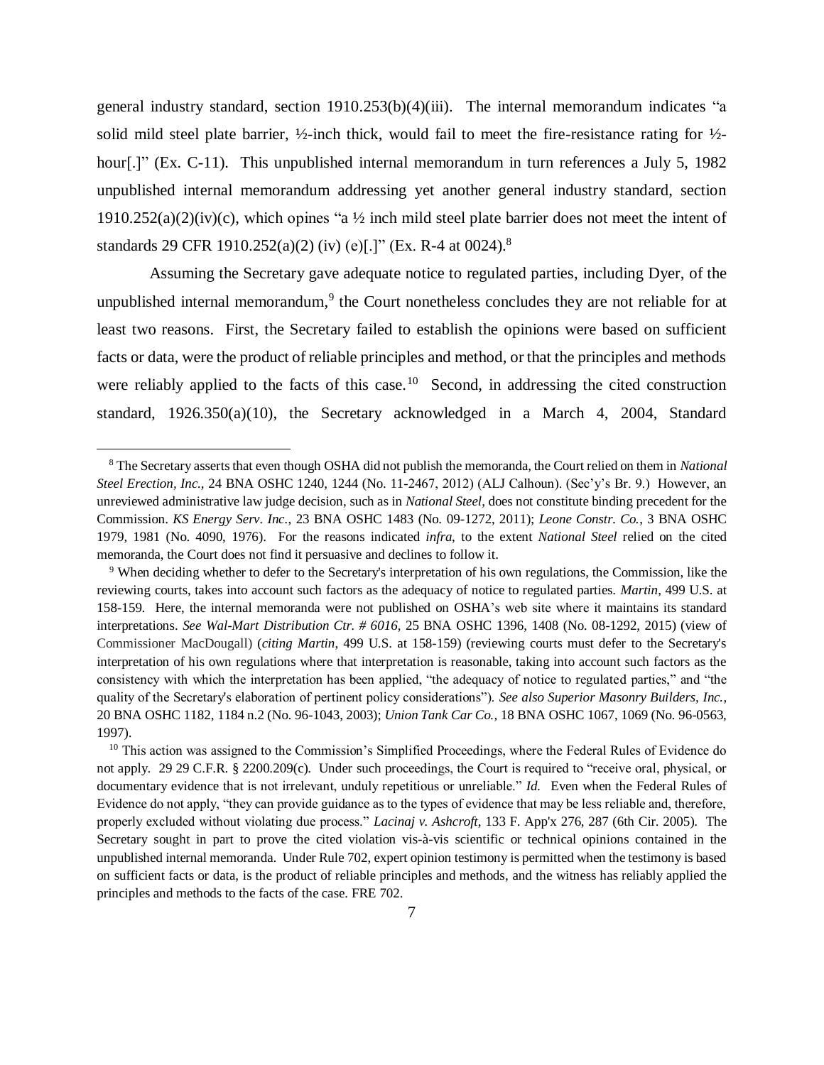general industry standard, section 1910.253(b)(4)(iii). The internal memorandum indicates "a solid mild steel plate barrier, ½-inch thick, would fail to meet the fire-resistance rating for ½-hour[.]" (Ex. C-11). This unpublished internal memorandum in turn references a July 5, 1982 unpublished internal memorandum addressing yet another general industry standard, section 1910.252(a)(2)(iv)(c), which opines "a ½ inch mild steel plate barrier does not meet the intent of standards 29 CFR 1910.252(a)(2) (iv) (e)[.]" (Ex. R-4 at 0024).[8]

Assuming the Secretary gave adequate notice to regulated parties, including Dyer, of the unpublished internal memorandum,[9] the Court nonetheless concludes they are not reliable for at least two reasons. First, the Secretary failed to establish the opinions were based on sufficient facts or data, were the product of reliable principles and method, or that the principles and methods were reliably applied to the facts of this case.[10] Second, in addressing the cited construction standard, 1926.350(a)(10), the Secretary acknowledged in a March 4, 2004, Standard

---

[8] The Secretary asserts that even though OSHA did not publish the memoranda, the Court relied on them in *National Steel Erection, Inc.*, 24 BNA OSHC 1240, 1244 (No. 11-2467, 2012) (ALJ Calhoun). (Sec'y's Br. 9.) However, an unreviewed administrative law judge decision, such as in *National Steel*, does not constitute binding precedent for the Commission. *KS Energy Serv. Inc.*, 23 BNA OSHC 1483 (No. 09-1272, 2011); *Leone Constr. Co.*, 3 BNA OSHC 1979, 1981 (No. 4090, 1976). For the reasons indicated *infra*, to the extent *National Steel* relied on the cited memoranda, the Court does not find it persuasive and declines to follow it.

[9] When deciding whether to defer to the Secretary's interpretation of his own regulations, the Commission, like the reviewing courts, takes into account such factors as the adequacy of notice to regulated parties. *Martin*, 499 U.S. at 158-159. Here, the internal memoranda were not published on OSHA's web site where it maintains its standard interpretations. *See Wal-Mart Distribution Ctr. # 6016*, 25 BNA OSHC 1396, 1408 (No. 08-1292, 2015) (view of Commissioner MacDougall) (*citing Martin*, 499 U.S. at 158-159) (reviewing courts must defer to the Secretary's interpretation of his own regulations where that interpretation is reasonable, taking into account such factors as the consistency with which the interpretation has been applied, "the adequacy of notice to regulated parties," and "the quality of the Secretary's elaboration of pertinent policy considerations"). *See also Superior Masonry Builders, Inc.*, 20 BNA OSHC 1182, 1184 n.2 (No. 96-1043, 2003); *Union Tank Car Co.*, 18 BNA OSHC 1067, 1069 (No. 96-0563, 1997).

[10] This action was assigned to the Commission's Simplified Proceedings, where the Federal Rules of Evidence do not apply. 29 29 C.F.R. § 2200.209(c). Under such proceedings, the Court is required to "receive oral, physical, or documentary evidence that is not irrelevant, unduly repetitious or unreliable." *Id.* Even when the Federal Rules of Evidence do not apply, "they can provide guidance as to the types of evidence that may be less reliable and, therefore, properly excluded without violating due process." *Lacinaj v. Ashcroft*, 133 F. App'x 276, 287 (6th Cir. 2005). The Secretary sought in part to prove the cited violation vis-à-vis scientific or technical opinions contained in the unpublished internal memoranda. Under Rule 702, expert opinion testimony is permitted when the testimony is based on sufficient facts or data, is the product of reliable principles and methods, and the witness has reliably applied the principles and methods to the facts of the case. FRE 702.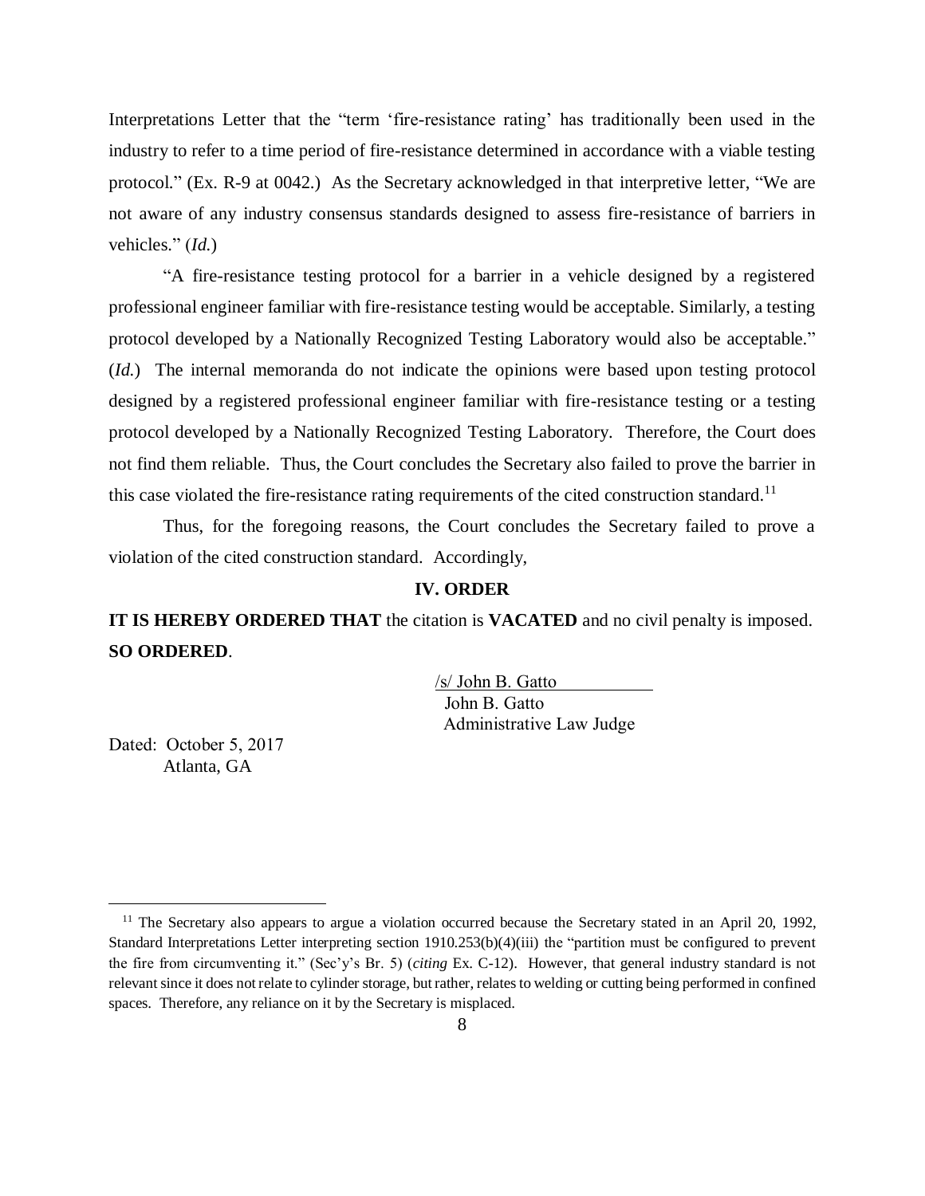Interpretations Letter that the "term 'fire-resistance rating' has traditionally been used in the industry to refer to a time period of fire-resistance determined in accordance with a viable testing protocol." (Ex. R-9 at 0042.) As the Secretary acknowledged in that interpretive letter, "We are not aware of any industry consensus standards designed to assess fire-resistance of barriers in vehicles." (*Id.*)

"A fire-resistance testing protocol for a barrier in a vehicle designed by a registered professional engineer familiar with fire-resistance testing would be acceptable. Similarly, a testing protocol developed by a Nationally Recognized Testing Laboratory would also be acceptable." (*Id.*) The internal memoranda do not indicate the opinions were based upon testing protocol designed by a registered professional engineer familiar with fire-resistance testing or a testing protocol developed by a Nationally Recognized Testing Laboratory. Therefore, the Court does not find them reliable. Thus, the Court concludes the Secretary also failed to prove the barrier in this case violated the fire-resistance rating requirements of the cited construction standard.[11]

Thus, for the foregoing reasons, the Court concludes the Secretary failed to prove a violation of the cited construction standard. Accordingly,

## IV. ORDER

**IT IS HEREBY ORDERED THAT** the citation is **VACATED** and no civil penalty is imposed.
**SO ORDERED**.

/s/ John B. Gatto
John B. Gatto
Administrative Law Judge

Dated: October 5, 2017
Atlanta, GA

[11] The Secretary also appears to argue a violation occurred because the Secretary stated in an April 20, 1992, Standard Interpretations Letter interpreting section 1910.253(b)(4)(iii) the "partition must be configured to prevent the fire from circumventing it." (Sec'y's Br. 5) (*citing* Ex. C-12). However, that general industry standard is not relevant since it does not relate to cylinder storage, but rather, relates to welding or cutting being performed in confined spaces. Therefore, any reliance on it by the Secretary is misplaced.